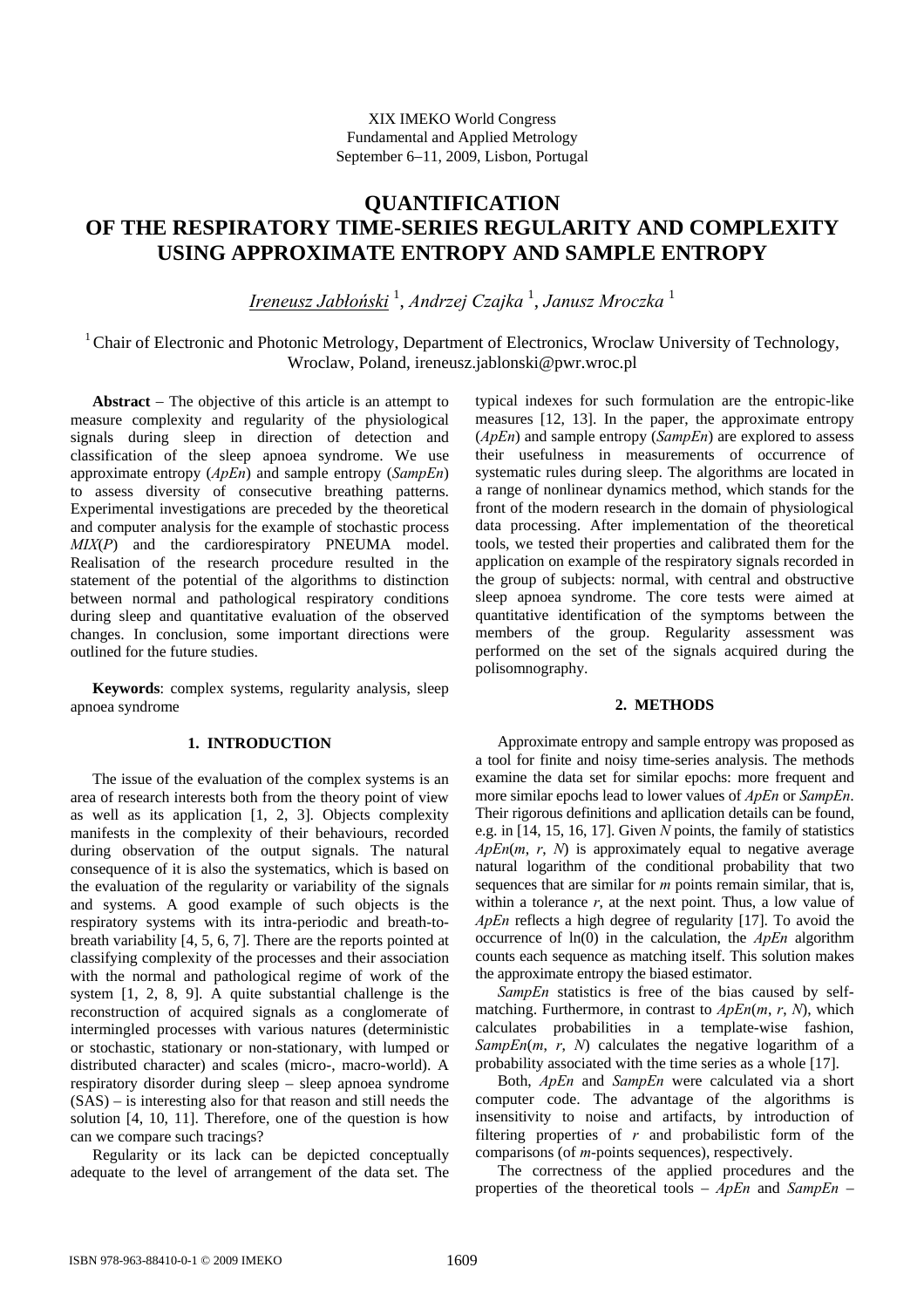XIX IMEKO World Congress
Fundamental and Applied Metrology
September 6−11, 2009, Lisbon, Portugal

# QUANTIFICATION OF THE RESPIRATORY TIME-SERIES REGULARITY AND COMPLEXITY USING APPROXIMATE ENTROPY AND SAMPLE ENTROPY

*Ireneusz Jabłoński* [1], *Andrzej Czajka* [1], *Janusz Mroczka* [1]

[1] Chair of Electronic and Photonic Metrology, Department of Electronics, Wroclaw University of Technology, Wroclaw, Poland, ireneusz.jablonski@pwr.wroc.pl

**Abstract** − The objective of this article is an attempt to measure complexity and regularity of the physiological signals during sleep in direction of detection and classification of the sleep apnoea syndrome. We use approximate entropy (*ApEn*) and sample entropy (*SampEn*) to assess diversity of consecutive breathing patterns. Experimental investigations are preceded by the theoretical and computer analysis for the example of stochastic process *MIX*(*P*) and the cardiorespiratory PNEUMA model. Realisation of the research procedure resulted in the statement of the potential of the algorithms to distinction between normal and pathological respiratory conditions during sleep and quantitative evaluation of the observed changes. In conclusion, some important directions were outlined for the future studies.

**Keywords**: complex systems, regularity analysis, sleep apnoea syndrome

## 1. INTRODUCTION

The issue of the evaluation of the complex systems is an area of research interests both from the theory point of view as well as its application [1, 2, 3]. Objects complexity manifests in the complexity of their behaviours, recorded during observation of the output signals. The natural consequence of it is also the systematics, which is based on the evaluation of the regularity or variability of the signals and systems. A good example of such objects is the respiratory systems with its intra-periodic and breath-to-breath variability [4, 5, 6, 7]. There are the reports pointed at classifying complexity of the processes and their association with the normal and pathological regime of work of the system [1, 2, 8, 9]. A quite substantial challenge is the reconstruction of acquired signals as a conglomerate of intermingled processes with various natures (deterministic or stochastic, stationary or non-stationary, with lumped or distributed character) and scales (micro-, macro-world). A respiratory disorder during sleep – sleep apnoea syndrome (SAS) – is interesting also for that reason and still needs the solution [4, 10, 11]. Therefore, one of the question is how can we compare such tracings?

Regularity or its lack can be depicted conceptually adequate to the level of arrangement of the data set. The typical indexes for such formulation are the entropic-like measures [12, 13]. In the paper, the approximate entropy (*ApEn*) and sample entropy (*SampEn*) are explored to assess their usefulness in measurements of occurrence of systematic rules during sleep. The algorithms are located in a range of nonlinear dynamics method, which stands for the front of the modern research in the domain of physiological data processing. After implementation of the theoretical tools, we tested their properties and calibrated them for the application on example of the respiratory signals recorded in the group of subjects: normal, with central and obstructive sleep apnoea syndrome. The core tests were aimed at quantitative identification of the symptoms between the members of the group. Regularity assessment was performed on the set of the signals acquired during the polisomnography.

## 2. METHODS

Approximate entropy and sample entropy was proposed as a tool for finite and noisy time-series analysis. The methods examine the data set for similar epochs: more frequent and more similar epochs lead to lower values of *ApEn* or *SampEn*. Their rigorous definitions and apllication details can be found, e.g. in [14, 15, 16, 17]. Given $N$ points, the family of statistics $ApEn(m, r, N)$ is approximately equal to negative average natural logarithm of the conditional probability that two sequences that are similar for $m$ points remain similar, that is, within a tolerance $r$, at the next point. Thus, a low value of *ApEn* reflects a high degree of regularity [17]. To avoid the occurrence of ln(0) in the calculation, the *ApEn* algorithm counts each sequence as matching itself. This solution makes the approximate entropy the biased estimator.

*SampEn* statistics is free of the bias caused by self-matching. Furthermore, in contrast to $ApEn(m, r, N)$, which calculates probabilities in a template-wise fashion, $SampEn(m, r, N)$ calculates the negative logarithm of a probability associated with the time series as a whole [17].

Both, *ApEn* and *SampEn* were calculated via a short computer code. The advantage of the algorithms is insensitivity to noise and artifacts, by introduction of filtering properties of $r$ and probabilistic form of the comparisons (of $m$-points sequences), respectively.

The correctness of the applied procedures and the properties of the theoretical tools – *ApEn* and *SampEn* –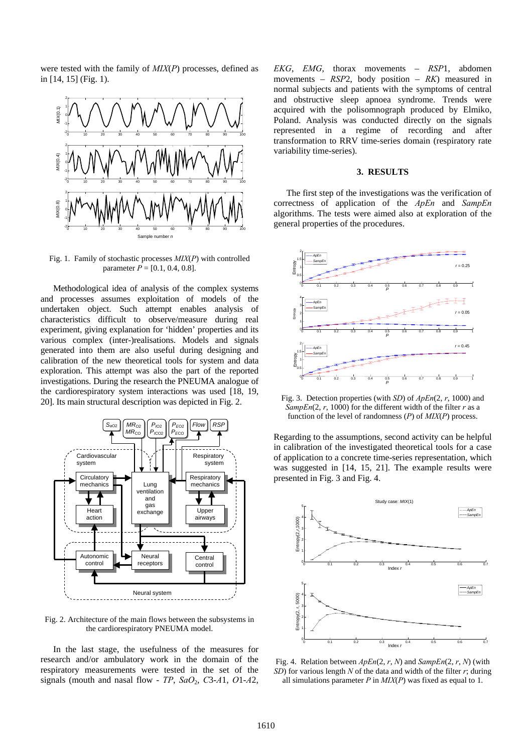were tested with the family of *MIX*(*P*) processes, defined as in [14, 15] (Fig. 1).

Fig. 1. Family of stochastic processes *MIX*(*P*) with controlled parameter $P$ = [0.1, 0.4, 0.8].

Methodological idea of analysis of the complex systems and processes assumes exploitation of models of the undertaken object. Such attempt enables analysis of characteristics difficult to observe/measure during real experiment, giving explanation for 'hidden' properties and its various complex (inter-)realisations. Models and signals generated into them are also useful during designing and calibration of the new theoretical tools for system and data exploration. This attempt was also the part of the reported investigations. During the research the PNEUMA analogue of the cardiorespiratory system interactions was used [18, 19, 20]. Its main structural description was depicted in Fig. 2.

Fig. 2. Architecture of the main flows between the subsystems in the cardiorespiratory PNEUMA model.

In the last stage, the usefulness of the measures for research and/or ambulatory work in the domain of the respiratory measurements were tested in the set of the signals (mouth and nasal flow - *TP*, $SaO_2$, *C*3-*A*1, *O*1-*A*2, *EKG*, *EMG*, thorax movements – *RSP*1, abdomen movements – *RSP*2, body position – *RK*) measured in normal subjects and patients with the symptoms of central and obstructive sleep apnoea syndrome. Trends were acquired with the polisomnograph produced by Elmiko, Poland. Analysis was conducted directly on the signals represented in a regime of recording and after transformation to RRV time-series domain (respiratory rate variability time-series).

## 3. RESULTS

The first step of the investigations was the verification of correctness of application of the *ApEn* and *SampEn* algorithms. The tests were aimed also at exploration of the general properties of the procedures.

Fig. 3. Detection properties (with *SD*) of *ApEn*(2, *r*, 1000) and *SampEn*(2, *r*, 1000) for the different width of the filter *r* as a function of the level of randomness (*P*) of *MIX*(*P*) process.

Regarding to the assumptions, second activity can be helpful in calibration of the investigated theoretical tools for a case of application to a concrete time-series representation, which was suggested in [14, 15, 21]. The example results were presented in Fig. 3 and Fig. 4.

Fig. 4. Relation between *ApEn*(2, *r*, *N*) and *SampEn*(2, *r*, *N*) (with *SD*) for various length *N* of the data and width of the filter *r*; during all simulations parameter *P* in *MIX*(*P*) was fixed as equal to 1.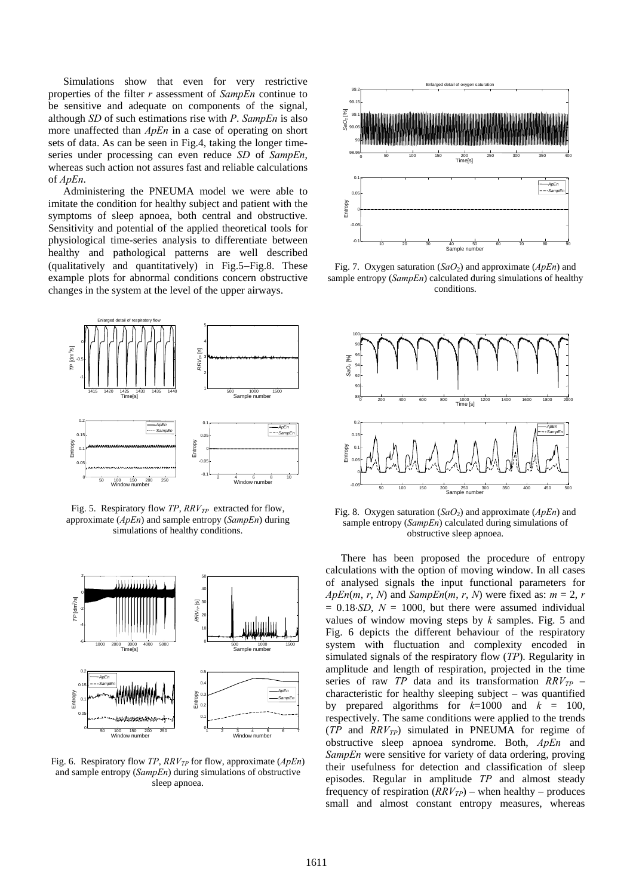Simulations show that even for very restrictive properties of the filter *r* assessment of *SampEn* continue to be sensitive and adequate on components of the signal, although *SD* of such estimations rise with *P*. *SampEn* is also more unaffected than *ApEn* in a case of operating on short sets of data. As can be seen in Fig.4, taking the longer time-series under processing can even reduce *SD* of *SampEn*, whereas such action not assures fast and reliable calculations of *ApEn*.

Administering the PNEUMA model we were able to imitate the condition for healthy subject and patient with the symptoms of sleep apnoea, both central and obstructive. Sensitivity and potential of the applied theoretical tools for physiological time-series analysis to differentiate between healthy and pathological patterns are well described (qualitatively and quantitatively) in Fig.5–Fig.8. These example plots for abnormal conditions concern obstructive changes in the system at the level of the upper airways.

Fig. 5. Respiratory flow *TP*, $RRV_{TP}$ extracted for flow, approximate (*ApEn*) and sample entropy (*SampEn*) during simulations of healthy conditions.

Fig. 6. Respiratory flow *TP*, $RRV_{TP}$ for flow, approximate (*ApEn*) and sample entropy (*SampEn*) during simulations of obstructive sleep apnoea.

Fig. 7. Oxygen saturation ($SaO_2$) and approximate (*ApEn*) and sample entropy (*SampEn*) calculated during simulations of healthy conditions.

Fig. 8. Oxygen saturation ($SaO_2$) and approximate (*ApEn*) and sample entropy (*SampEn*) calculated during simulations of obstructive sleep apnoea.

There has been proposed the procedure of entropy calculations with the option of moving window. In all cases of analysed signals the input functional parameters for *ApEn*($m$, $r$, $N$) and *SampEn*($m$, $r$, $N$) were fixed as: $m = 2$, $r = 0.18{\cdot}SD$, $N = 1000$, but there were assumed individual values of window moving steps by $k$ samples. Fig. 5 and Fig. 6 depicts the different behaviour of the respiratory system with fluctuation and complexity encoded in simulated signals of the respiratory flow (*TP*). Regularity in amplitude and length of respiration, projected in the time series of raw *TP* data and its transformation $RRV_{TP}$ – characteristic for healthy sleeping subject – was quantified by prepared algorithms for $k$=1000 and $k$ = 100, respectively. The same conditions were applied to the trends (*TP* and $RRV_{TP}$) simulated in PNEUMA for regime of obstructive sleep apnoea syndrome. Both, *ApEn* and *SampEn* were sensitive for variety of data ordering, proving their usefulness for detection and classification of sleep episodes. Regular in amplitude *TP* and almost steady frequency of respiration ($RRV_{TP}$) – when healthy – produces small and almost constant entropy measures, whereas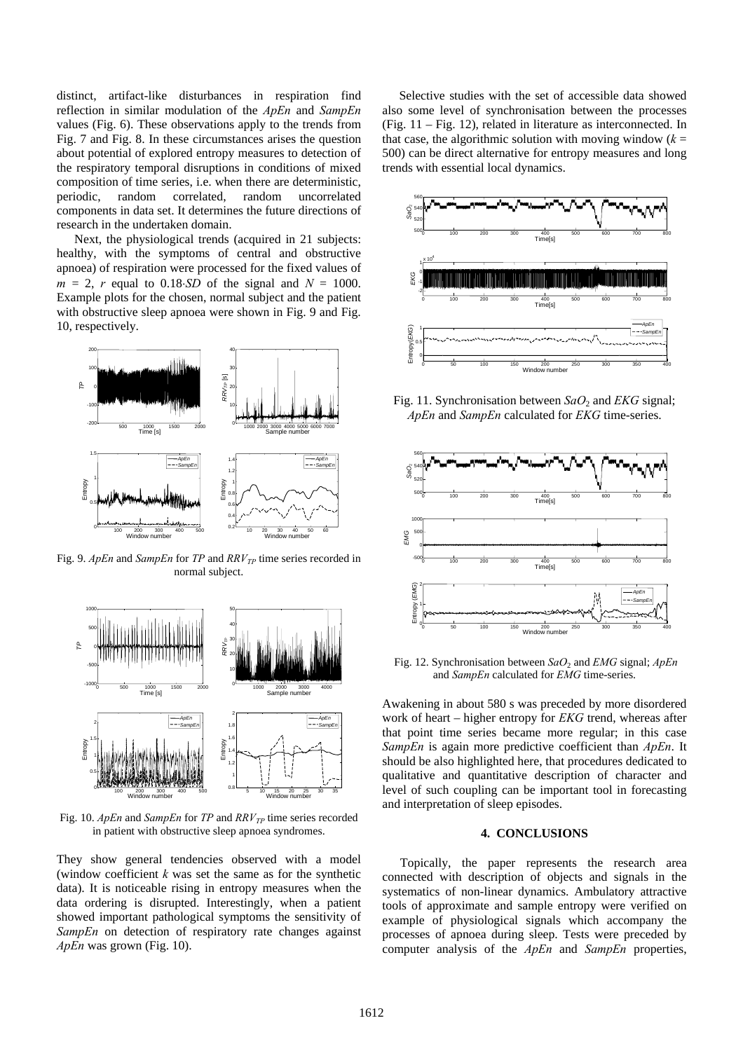distinct, artifact-like disturbances in respiration find reflection in similar modulation of the *ApEn* and *SampEn* values (Fig. 6). These observations apply to the trends from Fig. 7 and Fig. 8. In these circumstances arises the question about potential of explored entropy measures to detection of the respiratory temporal disruptions in conditions of mixed composition of time series, i.e. when there are deterministic, periodic, random correlated, random uncorrelated components in data set. It determines the future directions of research in the undertaken domain.

Next, the physiological trends (acquired in 21 subjects: healthy, with the symptoms of central and obstructive apnoea) of respiration were processed for the fixed values of $m = 2$, $r$ equal to $0.18 \cdot SD$ of the signal and $N = 1000$. Example plots for the chosen, normal subject and the patient with obstructive sleep apnoea were shown in Fig. 9 and Fig. 10, respectively.

Fig. 9. *ApEn* and *SampEn* for *TP* and $RRV_{TP}$ time series recorded in normal subject.

Fig. 10. *ApEn* and *SampEn* for *TP* and $RRV_{TP}$ time series recorded in patient with obstructive sleep apnoea syndromes.

They show general tendencies observed with a model (window coefficient $k$ was set the same as for the synthetic data). It is noticeable rising in entropy measures when the data ordering is disrupted. Interestingly, when a patient showed important pathological symptoms the sensitivity of *SampEn* on detection of respiratory rate changes against *ApEn* was grown (Fig. 10).

Selective studies with the set of accessible data showed also some level of synchronisation between the processes (Fig. 11 – Fig. 12), related in literature as interconnected. In that case, the algorithmic solution with moving window ($k = 500$) can be direct alternative for entropy measures and long trends with essential local dynamics.

Fig. 11. Synchronisation between $SaO_2$ and *EKG* signal; *ApEn* and *SampEn* calculated for *EKG* time-series.

Fig. 12. Synchronisation between $SaO_2$ and *EMG* signal; *ApEn* and *SampEn* calculated for *EMG* time-series.

Awakening in about 580 s was preceded by more disordered work of heart – higher entropy for *EKG* trend, whereas after that point time series became more regular; in this case *SampEn* is again more predictive coefficient than *ApEn*. It should be also highlighted here, that procedures dedicated to qualitative and quantitative description of character and level of such coupling can be important tool in forecasting and interpretation of sleep episodes.

## 4. CONCLUSIONS

Topically, the paper represents the research area connected with description of objects and signals in the systematics of non-linear dynamics. Ambulatory attractive tools of approximate and sample entropy were verified on example of physiological signals which accompany the processes of apnoea during sleep. Tests were preceded by computer analysis of the *ApEn* and *SampEn* properties,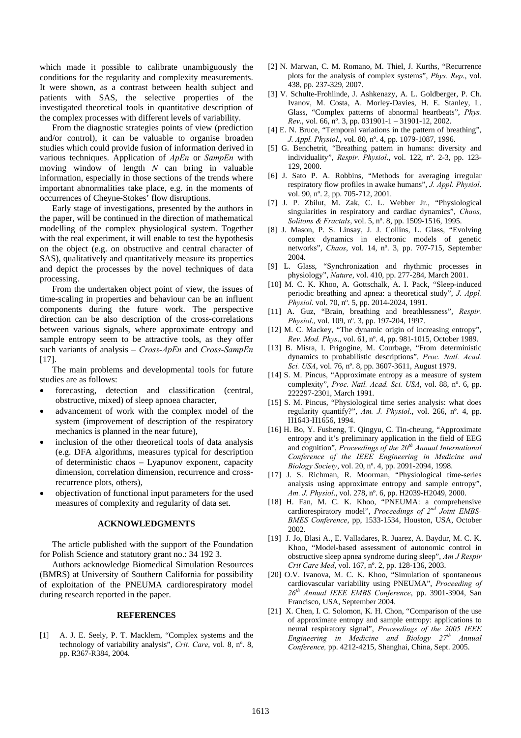which made it possible to calibrate unambiguously the conditions for the regularity and complexity measurements. It were shown, as a contrast between health subject and patients with SAS, the selective properties of the investigated theoretical tools in quantitative description of the complex processes with different levels of variability.

From the diagnostic strategies points of view (prediction and/or control), it can be valuable to organise broaden studies which could provide fusion of information derived in various techniques. Application of *ApEn* or *SampEn* with moving window of length *N* can bring in valuable information, especially in those sections of the trends where important abnormalities take place, e.g. in the moments of occurrences of Cheyne-Stokes' flow disruptions.

Early stage of investigations, presented by the authors in the paper, will be continued in the direction of mathematical modelling of the complex physiological system. Together with the real experiment, it will enable to test the hypothesis on the object (e.g. on obstructive and central character of SAS), qualitatively and quantitatively measure its properties and depict the processes by the novel techniques of data processing.

From the undertaken object point of view, the issues of time-scaling in properties and behaviour can be an influent components during the future work. The perspective direction can be also description of the cross-correlations between various signals, where approximate entropy and sample entropy seem to be attractive tools, as they offer such variants of analysis – *Cross-ApEn* and *Cross-SampEn* [17].

The main problems and developmental tools for future studies are as follows:

- forecasting, detection and classification (central, obstructive, mixed) of sleep apnoea character,
- advancement of work with the complex model of the system (improvement of description of the respiratory mechanics is planned in the near future),
- inclusion of the other theoretical tools of data analysis (e.g. DFA algorithms, measures typical for description of deterministic chaos – Lyapunov exponent, capacity dimension, correlation dimension, recurrence and cross-recurrence plots, others),
- objectivation of functional input parameters for the used measures of complexity and regularity of data set.

## ACKNOWLEDGMENTS

The article published with the support of the Foundation for Polish Science and statutory grant no.: 34 192 3.

Authors acknowledge Biomedical Simulation Resources (BMRS) at University of Southern California for possibility of exploitation of the PNEUMA cardiorespiratory model during research reported in the paper.

## REFERENCES

[1] A. J. E. Seely, P. T. Macklem, "Complex systems and the technology of variability analysis", *Crit. Care*, vol. 8, nº. 8, pp. R367-R384, 2004.

[2] N. Marwan, C. M. Romano, M. Thiel, J. Kurths, "Recurrence plots for the analysis of complex systems", *Phys. Rep*., vol. 438, pp. 237-329, 2007.

[3] V. Schulte-Frohlinde, J. Ashkenazy, A. L. Goldberger, P. Ch. Ivanov, M. Costa, A. Morley-Davies, H. E. Stanley, L. Glass, "Complex patterns of abnormal heartbeats", *Phys. Rev*., vol. 66, nº. 3, pp. 031901-1 – 31901-12, 2002.

[4] E. N. Bruce, "Temporal variations in the pattern of breathing", *J. Appl. Physiol.*, vol. 80, nº. 4, pp. 1079-1087, 1996.

[5] G. Benchetrit, "Breathing pattern in humans: diversity and individuality", *Respir. Physiol*., vol. 122, nº. 2-3, pp. 123-129, 2000.

[6] J. Sato P. A. Robbins, "Methods for averaging irregular respiratory flow profiles in awake humans", *J. Appl. Physiol*. vol. 90, nº. 2, pp. 705-712, 2001.

[7] J. P. Zbilut, M. Zak, C. L. Webber Jr., "Physiological singularities in respiratory and cardiac dynamics", *Chaos, Solitons & Fractals*, vol. 5, nº. 8, pp. 1509-1516, 1995.

[8] J. Mason, P. S. Linsay, J. J. Collins, L. Glass, "Evolving complex dynamics in electronic models of genetic networks", *Chaos*, vol. 14, nº. 3, pp. 707-715, September 2004.

[9] L. Glass, "Synchronization and rhythmic processes in physiology", *Nature*, vol. 410, pp. 277-284, March 2001.

[10] M. C. K. Khoo, A. Gottschalk, A. I. Pack, "Sleep-induced periodic breathing and apnea: a theoretical study", *J. Appl. Physiol*. vol. 70, nº. 5, pp. 2014-2024, 1991.

[11] A. Guz, "Brain, breathing and breathlessness", *Respir. Physiol*., vol. 109, nº. 3, pp. 197-204, 1997.

[12] M. C. Mackey, "The dynamic origin of increasing entropy", *Rev. Mod. Phys*., vol. 61, nº. 4, pp. 981-1015, October 1989.

[13] B. Misra, I. Prigogine, M. Courbage, "From deterministic dynamics to probabilistic descriptions", *Proc. Natl. Acad. Sci. USA*, vol. 76, nº. 8, pp. 3607-3611, August 1979.

[14] S. M. Pincus, "Approximate entropy as a measure of system complexity", *Proc. Natl. Acad. Sci. USA*, vol. 88, nº. 6, pp. 222297-2301, March 1991.

[15] S. M. Pincus, "Physiological time series analysis: what does regularity quantify?", *Am. J. Physiol*., vol. 266, nº. 4, pp. H1643-H1656, 1994.

[16] H. Bo, Y. Fusheng, T. Qingyu, C. Tin-cheung, "Approximate entropy and it's preliminary application in the field of EEG and cognition", *Proceedings of the 20th Annual International Conference of the IEEE Engineering in Medicine and Biology Society*, vol. 20, nº. 4, pp. 2091-2094, 1998.

[17] J. S. Richman, R. Moorman, "Physiological time-series analysis using approximate entropy and sample entropy", *Am. J. Physiol*., vol. 278, nº. 6, pp. H2039-H2049, 2000.

[18] H. Fan, M. C. K. Khoo, "PNEUMA: a comprehensive cardiorespiratory model", *Proceedings of 2nd Joint EMBS-BMES Conference*, pp, 1533-1534, Houston, USA, October 2002.

[19] J. Jo, Blasi A., E. Valladares, R. Juarez, A. Baydur, M. C. K. Khoo, "Model-based assessment of autonomic control in obstructive sleep apnea syndrome during sleep", *Am J Respir Crit Care Med*, vol. 167, nº. 2, pp. 128-136, 2003.

[20] O.V. Ivanova, M. C. K. Khoo, "Simulation of spontaneous cardiovascular variability using PNEUMA", *Proceeding of 26th Annual IEEE EMBS Conference*, pp. 3901-3904, San Francisco, USA, September 2004.

[21] X. Chen, I. C. Solomon, K. H. Chon, "Comparison of the use of approximate entropy and sample entropy: applications to neural respiratory signal", *Proceedings of the 2005 IEEE Engineering in Medicine and Biology 27th Annual Conference,* pp. 4212-4215, Shanghai, China, Sept. 2005.